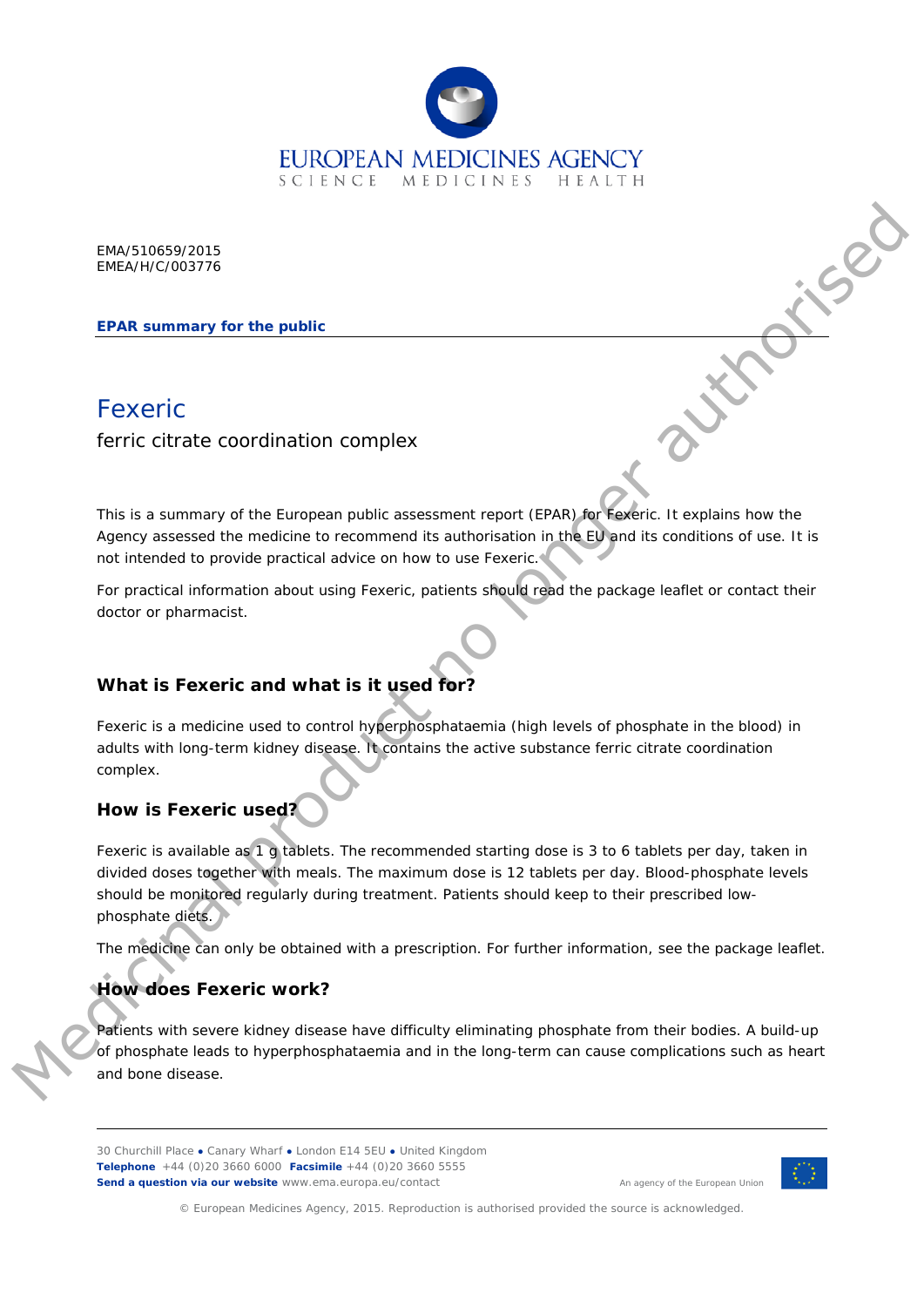EMA/510659/2015
EMEA/H/C/003776

**EPAR summary for the public**

# Fexeric

ferric citrate coordination complex

This is a summary of the European public assessment report (EPAR) for Fexeric. It explains how the Agency assessed the medicine to recommend its authorisation in the EU and its conditions of use. It is not intended to provide practical advice on how to use Fexeric.

For practical information about using Fexeric, patients should read the package leaflet or contact their doctor or pharmacist.

## What is Fexeric and what is it used for?

Fexeric is a medicine used to control hyperphosphataemia (high levels of phosphate in the blood) in adults with long-term kidney disease. It contains the active substance ferric citrate coordination complex.

## How is Fexeric used?

Fexeric is available as 1 g tablets. The recommended starting dose is 3 to 6 tablets per day, taken in divided doses together with meals. The maximum dose is 12 tablets per day. Blood-phosphate levels should be monitored regularly during treatment. Patients should keep to their prescribed low-phosphate diets.

The medicine can only be obtained with a prescription. For further information, see the package leaflet.

## How does Fexeric work?

Patients with severe kidney disease have difficulty eliminating phosphate from their bodies. A build-up of phosphate leads to hyperphosphataemia and in the long-term can cause complications such as heart and bone disease.

Medicinal product no longer authorised

30 Churchill Place ● Canary Wharf ● London E14 5EU ● United Kingdom
**Telephone** +44 (0)20 3660 6000 **Facsimile** +44 (0)20 3660 5555
**Send a question via our website** www.ema.europa.eu/contact

An agency of the European Union

© European Medicines Agency, 2015. Reproduction is authorised provided the source is acknowledged.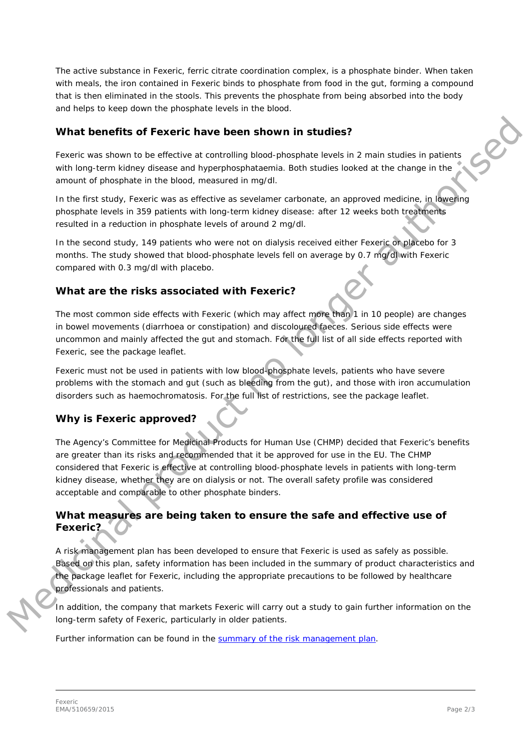The active substance in Fexeric, ferric citrate coordination complex, is a phosphate binder. When taken with meals, the iron contained in Fexeric binds to phosphate from food in the gut, forming a compound that is then eliminated in the stools. This prevents the phosphate from being absorbed into the body and helps to keep down the phosphate levels in the blood.

## What benefits of Fexeric have been shown in studies?

Fexeric was shown to be effective at controlling blood-phosphate levels in 2 main studies in patients with long-term kidney disease and hyperphosphataemia. Both studies looked at the change in the amount of phosphate in the blood, measured in mg/dl.

In the first study, Fexeric was as effective as sevelamer carbonate, an approved medicine, in lowering phosphate levels in 359 patients with long-term kidney disease: after 12 weeks both treatments resulted in a reduction in phosphate levels of around 2 mg/dl.

In the second study, 149 patients who were not on dialysis received either Fexeric or placebo for 3 months. The study showed that blood-phosphate levels fell on average by 0.7 mg/dl with Fexeric compared with 0.3 mg/dl with placebo.

## What are the risks associated with Fexeric?

The most common side effects with Fexeric (which may affect more than 1 in 10 people) are changes in bowel movements (diarrhoea or constipation) and discoloured faeces. Serious side effects were uncommon and mainly affected the gut and stomach. For the full list of all side effects reported with Fexeric, see the package leaflet.

Fexeric must not be used in patients with low blood-phosphate levels, patients who have severe problems with the stomach and gut (such as bleeding from the gut), and those with iron accumulation disorders such as haemochromatosis. For the full list of restrictions, see the package leaflet.

## Why is Fexeric approved?

The Agency's Committee for Medicinal Products for Human Use (CHMP) decided that Fexeric's benefits are greater than its risks and recommended that it be approved for use in the EU. The CHMP considered that Fexeric is effective at controlling blood-phosphate levels in patients with long-term kidney disease, whether they are on dialysis or not. The overall safety profile was considered acceptable and comparable to other phosphate binders.

## What measures are being taken to ensure the safe and effective use of Fexeric?

A risk management plan has been developed to ensure that Fexeric is used as safely as possible. Based on this plan, safety information has been included in the summary of product characteristics and the package leaflet for Fexeric, including the appropriate precautions to be followed by healthcare professionals and patients.

In addition, the company that markets Fexeric will carry out a study to gain further information on the long-term safety of Fexeric, particularly in older patients.

Further information can be found in the summary of the risk management plan.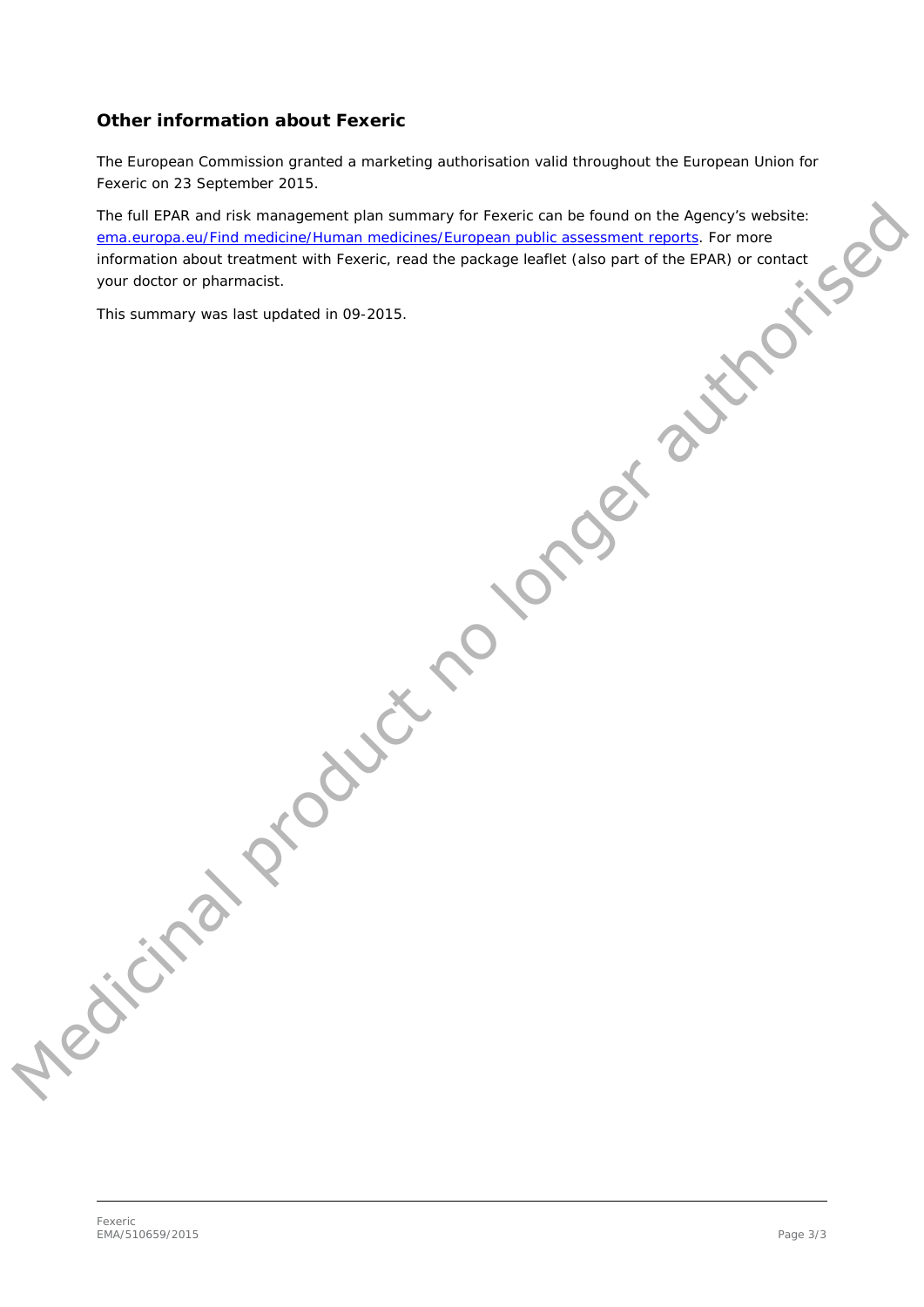## Other information about Fexeric

The European Commission granted a marketing authorisation valid throughout the European Union for Fexeric on 23 September 2015.

The full EPAR and risk management plan summary for Fexeric can be found on the Agency's website: [ema.europa.eu/Find medicine/Human medicines/European public assessment reports](ema.europa.eu/Find medicine/Human medicines/European public assessment reports). For more information about treatment with Fexeric, read the package leaflet (also part of the EPAR) or contact your doctor or pharmacist.

This summary was last updated in 09-2015.

Medicinal product no longer authorised